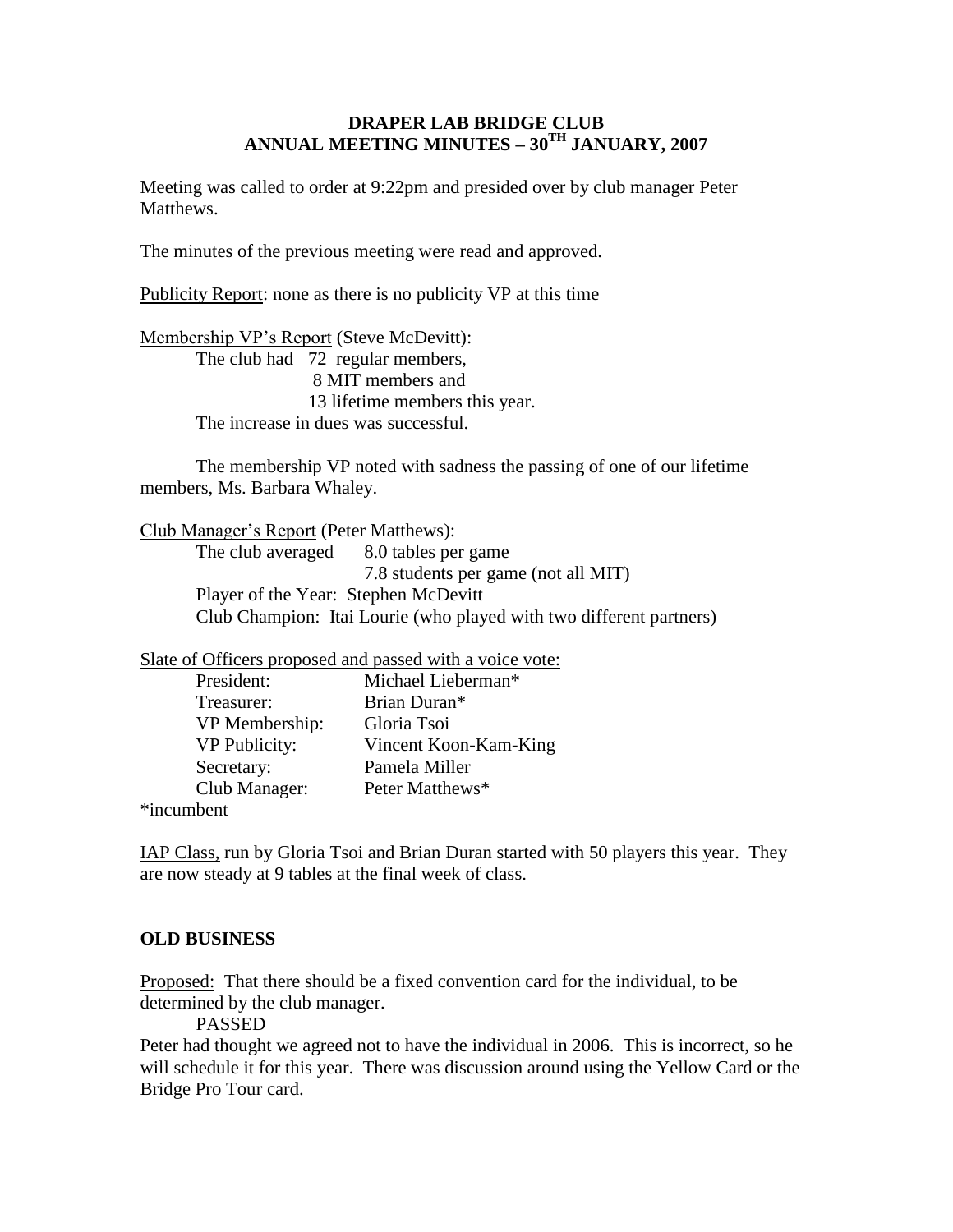# DRAPER LAB BRIDGE CLUB
## ANNUAL MEETING MINUTES – 30TH JANUARY, 2007

Meeting was called to order at 9:22pm and presided over by club manager Peter Matthews.

The minutes of the previous meeting were read and approved.

Publicity Report: none as there is no publicity VP at this time

Membership VP's Report (Steve McDevitt):

The club had 72 regular members,
8 MIT members and
13 lifetime members this year.

The increase in dues was successful.

The membership VP noted with sadness the passing of one of our lifetime members, Ms. Barbara Whaley.

Club Manager's Report (Peter Matthews):

The club averaged 8.0 tables per game
7.8 students per game (not all MIT)

Player of the Year: Stephen McDevitt

Club Champion: Itai Lourie (who played with two different partners)

Slate of Officers proposed and passed with a voice vote:

| | |
|---|---|
| President: | Michael Lieberman* |
| Treasurer: | Brian Duran* |
| VP Membership: | Gloria Tsoi |
| VP Publicity: | Vincent Koon-Kam-King |
| Secretary: | Pamela Miller |
| Club Manager: | Peter Matthews* |

*incumbent

IAP Class, run by Gloria Tsoi and Brian Duran started with 50 players this year. They are now steady at 9 tables at the final week of class.

## OLD BUSINESS

Proposed: That there should be a fixed convention card for the individual, to be determined by the club manager.

PASSED

Peter had thought we agreed not to have the individual in 2006. This is incorrect, so he will schedule it for this year. There was discussion around using the Yellow Card or the Bridge Pro Tour card.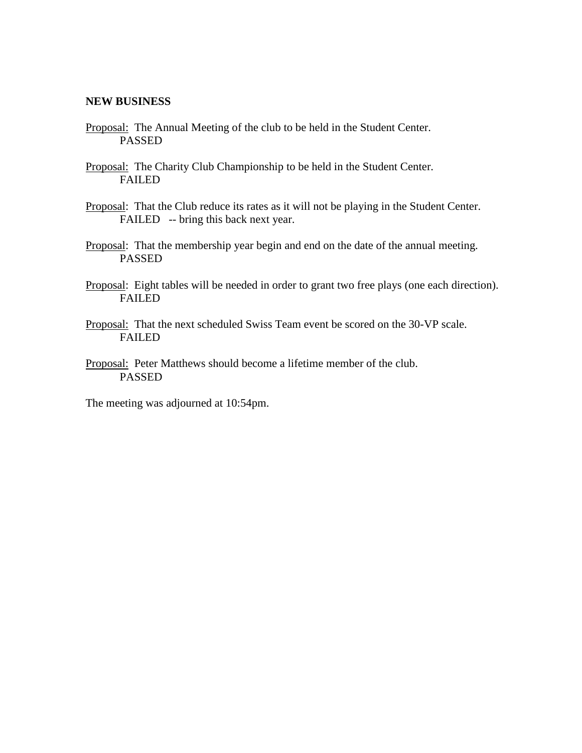**NEW BUSINESS**

Proposal: The Annual Meeting of the club to be held in the Student Center.
PASSED

Proposal: The Charity Club Championship to be held in the Student Center.
FAILED

Proposal: That the Club reduce its rates as it will not be playing in the Student Center.
FAILED -- bring this back next year.

Proposal: That the membership year begin and end on the date of the annual meeting.
PASSED

Proposal: Eight tables will be needed in order to grant two free plays (one each direction).
FAILED

Proposal: That the next scheduled Swiss Team event be scored on the 30-VP scale.
FAILED

Proposal: Peter Matthews should become a lifetime member of the club.
PASSED

The meeting was adjourned at 10:54pm.